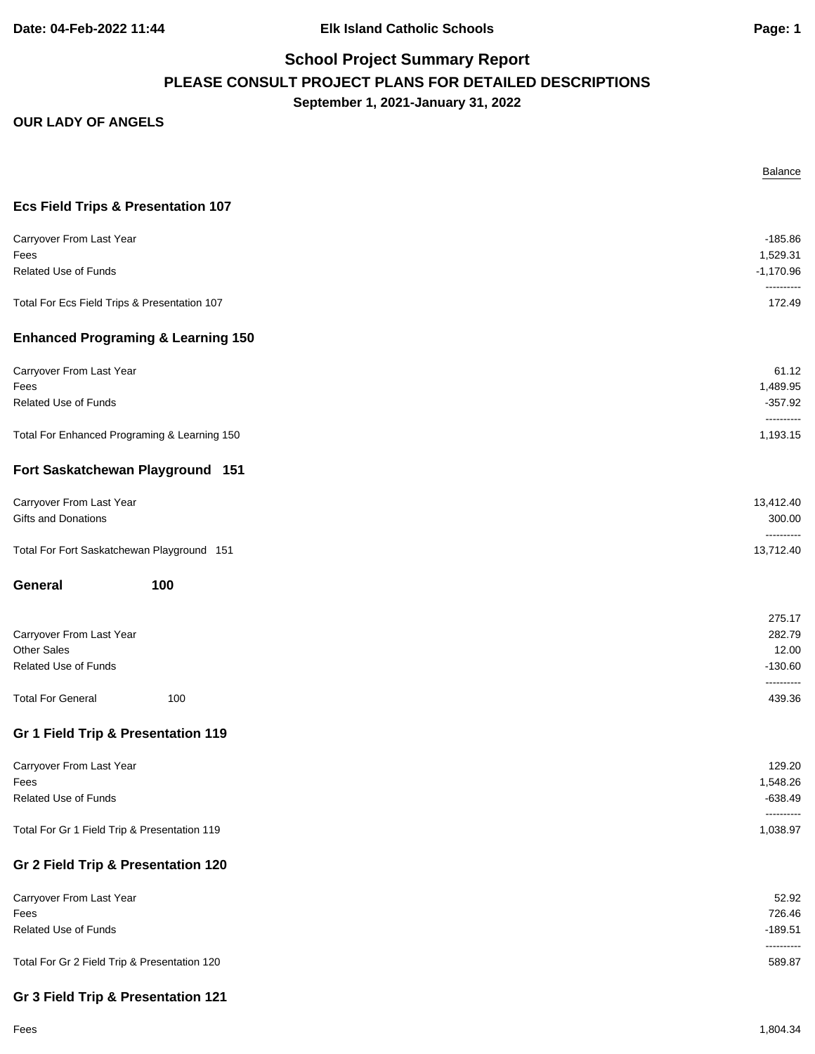# School Project Summary Report

## PLEASE CONSULT PROJECT PLANS FOR DETAILED DESCRIPTIONS

**September 1, 2021-January 31, 2022**

**OUR LADY OF ANGELS**

| | Balance |
|---|---|
| **Ecs Field Trips & Presentation 107** | |
| Carryover From Last Year | -185.86 |
| Fees | 1,529.31 |
| Related Use of Funds | -1,170.96 |
| | ---------- |
| Total For Ecs Field Trips & Presentation 107 | 172.49 |
| **Enhanced Programing & Learning 150** | |
| Carryover From Last Year | 61.12 |
| Fees | 1,489.95 |
| Related Use of Funds | -357.92 |
| | ---------- |
| Total For Enhanced Programing & Learning 150 | 1,193.15 |
| **Fort Saskatchewan Playground 151** | |
| Carryover From Last Year | 13,412.40 |
| Gifts and Donations | 300.00 |
| | ---------- |
| Total For Fort Saskatchewan Playground 151 | 13,712.40 |
| **General 100** | |
| | 275.17 |
| Carryover From Last Year | 282.79 |
| Other Sales | 12.00 |
| Related Use of Funds | -130.60 |
| | ---------- |
| Total For General 100 | 439.36 |
| **Gr 1 Field Trip & Presentation 119** | |
| Carryover From Last Year | 129.20 |
| Fees | 1,548.26 |
| Related Use of Funds | -638.49 |
| | ---------- |
| Total For Gr 1 Field Trip & Presentation 119 | 1,038.97 |
| **Gr 2 Field Trip & Presentation 120** | |
| Carryover From Last Year | 52.92 |
| Fees | 726.46 |
| Related Use of Funds | -189.51 |
| | ---------- |
| Total For Gr 2 Field Trip & Presentation 120 | 589.87 |
| **Gr 3 Field Trip & Presentation 121** | |
| Fees | 1,804.34 |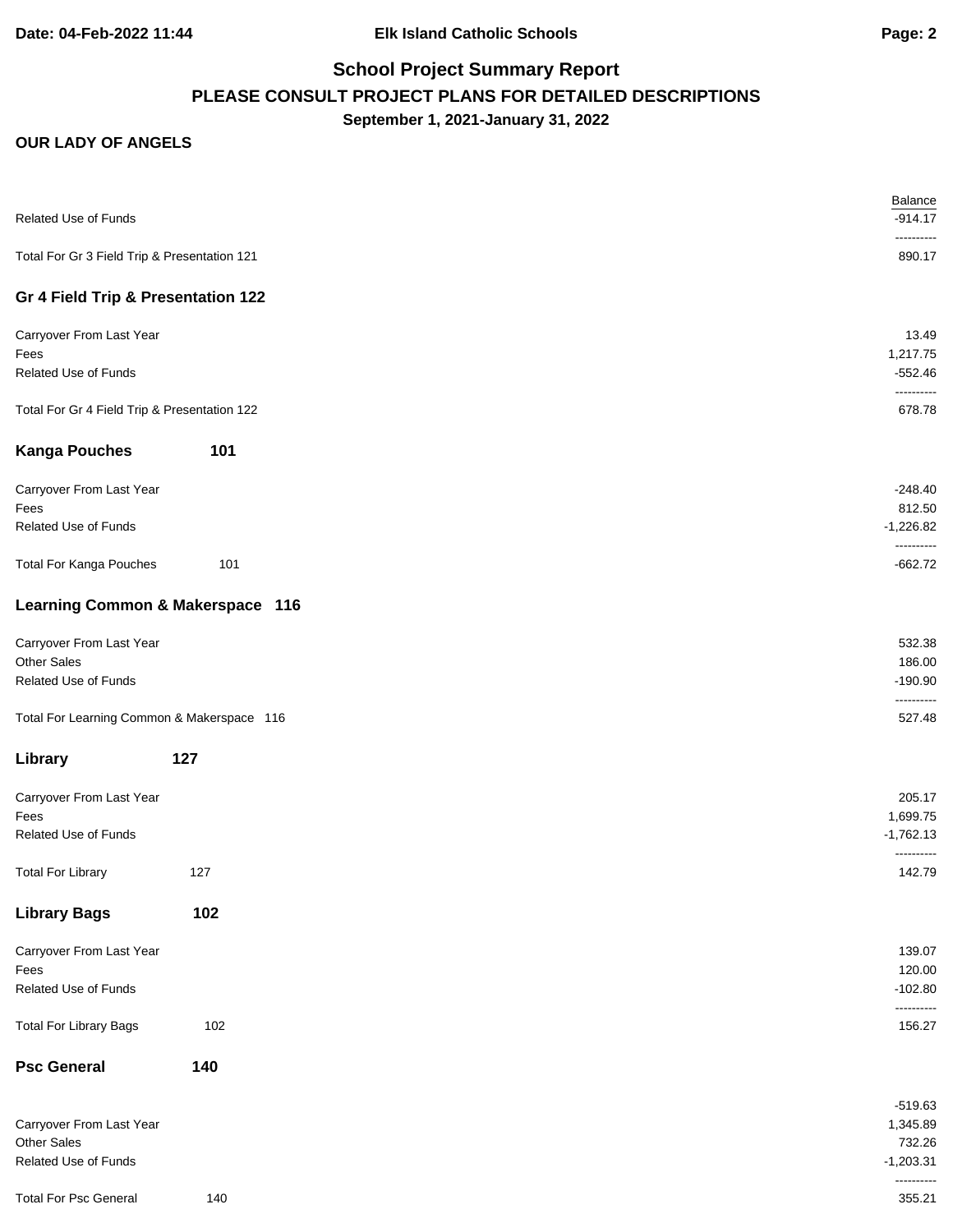## School Project Summary Report

### PLEASE CONSULT PROJECT PLANS FOR DETAILED DESCRIPTIONS

**September 1, 2021-January 31, 2022**

**OUR LADY OF ANGELS**

| | Balance |
|---|---:|
| Related Use of Funds | -914.17 |
| | ---------- |
| Total For Gr 3 Field Trip & Presentation 121 | 890.17 |

### Gr 4 Field Trip & Presentation 122

| | |
|---|---:|
| Carryover From Last Year | 13.49 |
| Fees | 1,217.75 |
| Related Use of Funds | -552.46 |
| | ---------- |
| Total For Gr 4 Field Trip & Presentation 122 | 678.78 |

### Kanga Pouches 101

| | |
|---|---:|
| Carryover From Last Year | -248.40 |
| Fees | 812.50 |
| Related Use of Funds | -1,226.82 |
| | ---------- |
| Total For Kanga Pouches 101 | -662.72 |

### Learning Common & Makerspace 116

| | |
|---|---:|
| Carryover From Last Year | 532.38 |
| Other Sales | 186.00 |
| Related Use of Funds | -190.90 |
| | ---------- |
| Total For Learning Common & Makerspace 116 | 527.48 |

### Library 127

| | |
|---|---:|
| Carryover From Last Year | 205.17 |
| Fees | 1,699.75 |
| Related Use of Funds | -1,762.13 |
| | ---------- |
| Total For Library 127 | 142.79 |

### Library Bags 102

| | |
|---|---:|
| Carryover From Last Year | 139.07 |
| Fees | 120.00 |
| Related Use of Funds | -102.80 |
| | ---------- |
| Total For Library Bags 102 | 156.27 |

### Psc General 140

| | |
|---|---:|
| | -519.63 |
| Carryover From Last Year | 1,345.89 |
| Other Sales | 732.26 |
| Related Use of Funds | -1,203.31 |
| | ---------- |
| Total For Psc General 140 | 355.21 |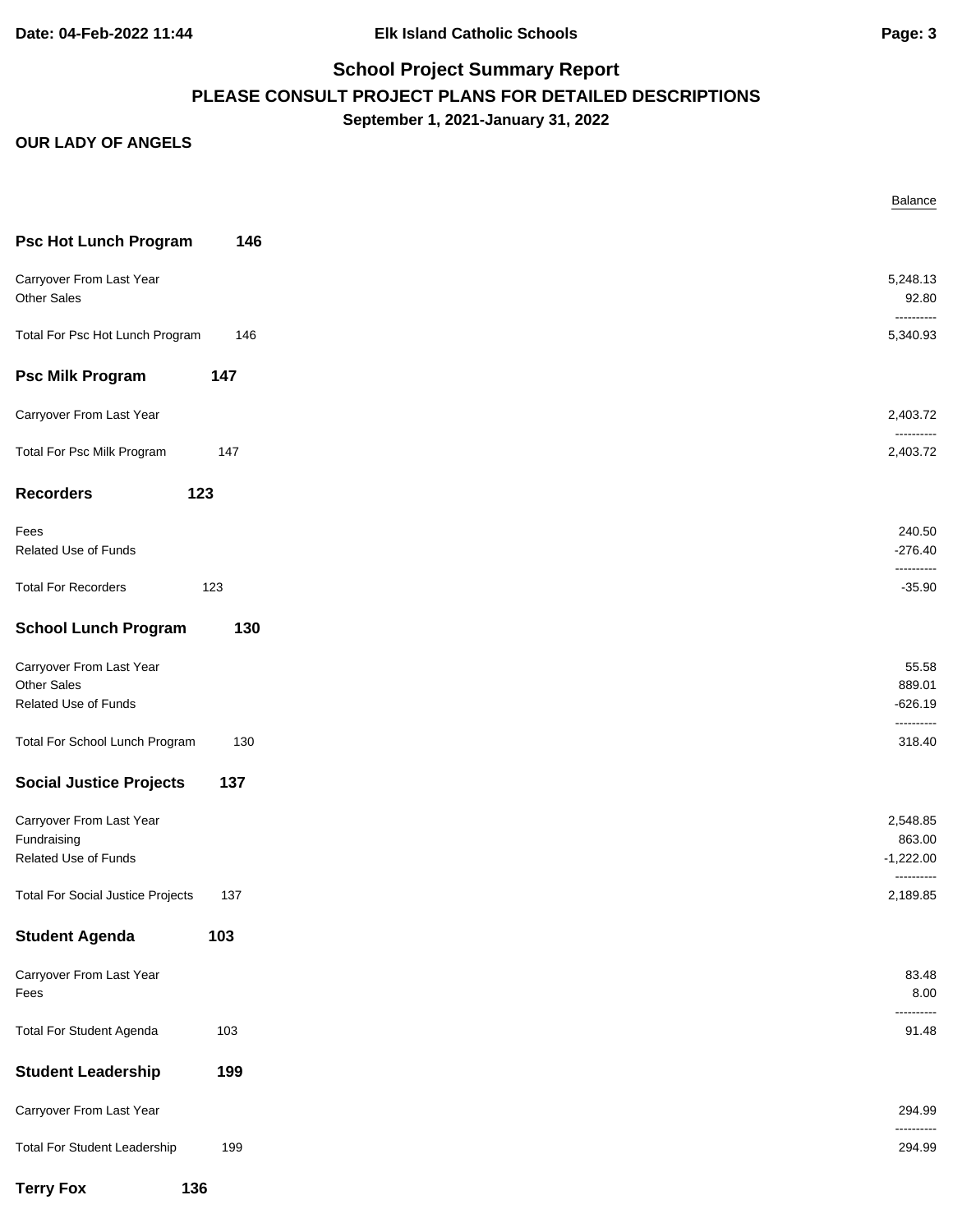## School Project Summary Report

### PLEASE CONSULT PROJECT PLANS FOR DETAILED DESCRIPTIONS

**September 1, 2021-January 31, 2022**

**OUR LADY OF ANGELS**

| | | Balance |
|---|---|---|
| **Psc Hot Lunch Program** | **146** | |
| Carryover From Last Year | | 5,248.13 |
| Other Sales | | 92.80 |
| | | ---------- |
| Total For Psc Hot Lunch Program | 146 | 5,340.93 |
| **Psc Milk Program** | **147** | |
| Carryover From Last Year | | 2,403.72 |
| | | ---------- |
| Total For Psc Milk Program | 147 | 2,403.72 |
| **Recorders** | **123** | |
| Fees | | 240.50 |
| Related Use of Funds | | -276.40 |
| | | ---------- |
| Total For Recorders | 123 | -35.90 |
| **School Lunch Program** | **130** | |
| Carryover From Last Year | | 55.58 |
| Other Sales | | 889.01 |
| Related Use of Funds | | -626.19 |
| | | ---------- |
| Total For School Lunch Program | 130 | 318.40 |
| **Social Justice Projects** | **137** | |
| Carryover From Last Year | | 2,548.85 |
| Fundraising | | 863.00 |
| Related Use of Funds | | -1,222.00 |
| | | ---------- |
| Total For Social Justice Projects | 137 | 2,189.85 |
| **Student Agenda** | **103** | |
| Carryover From Last Year | | 83.48 |
| Fees | | 8.00 |
| | | ---------- |
| Total For Student Agenda | 103 | 91.48 |
| **Student Leadership** | **199** | |
| Carryover From Last Year | | 294.99 |
| | | ---------- |
| Total For Student Leadership | 199 | 294.99 |
| **Terry Fox** | **136** | |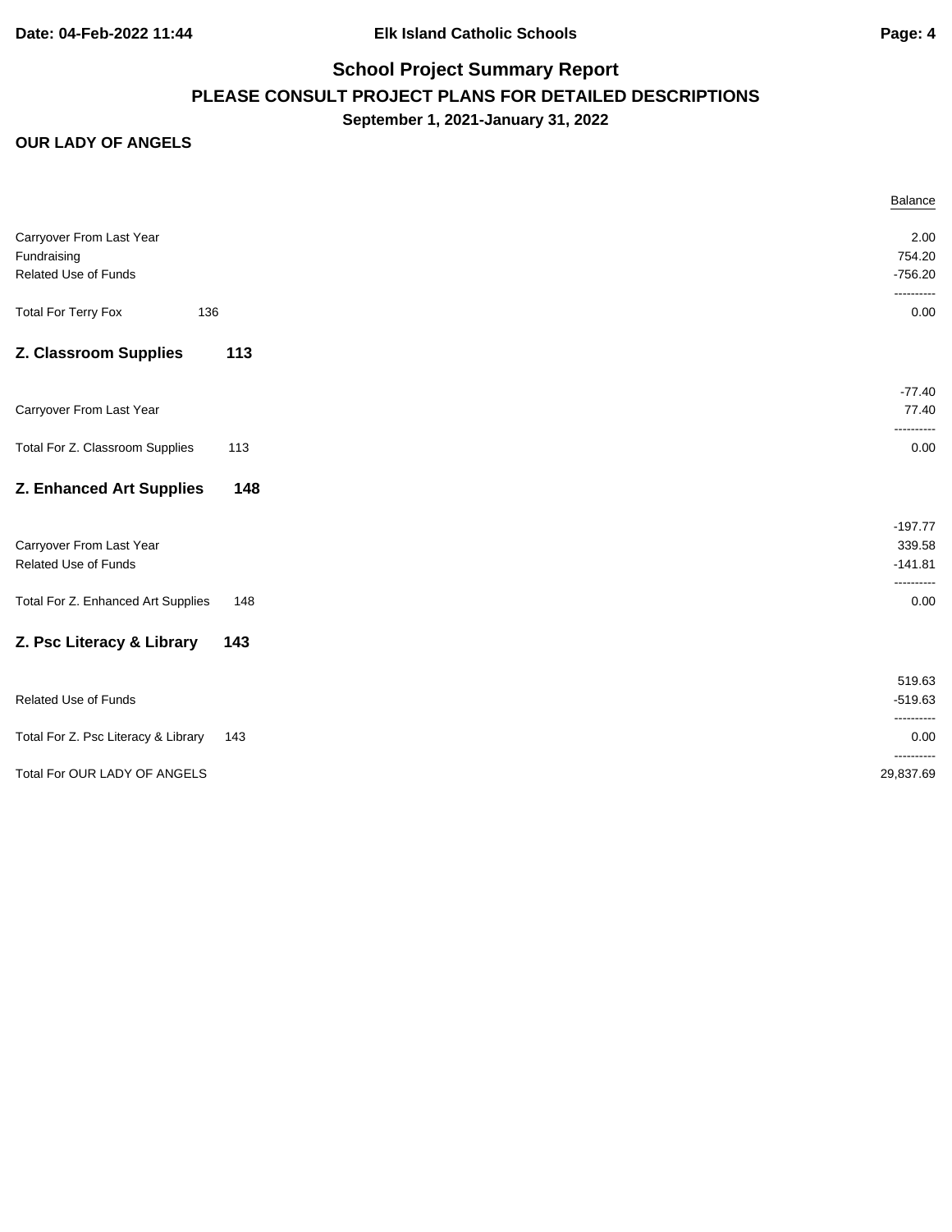# School Project Summary Report

## PLEASE CONSULT PROJECT PLANS FOR DETAILED DESCRIPTIONS

**September 1, 2021-January 31, 2022**

**OUR LADY OF ANGELS**

| | | Balance |
|---|---|---|
| Carryover From Last Year | | 2.00 |
| Fundraising | | 754.20 |
| Related Use of Funds | | -756.20 |
| | | ---------- |
| Total For Terry Fox | 136 | 0.00 |

### Z. Classroom Supplies 113

| | | Balance |
|---|---|---|
| | | -77.40 |
| Carryover From Last Year | | 77.40 |
| | | ---------- |
| Total For Z. Classroom Supplies | 113 | 0.00 |

### Z. Enhanced Art Supplies 148

| | | Balance |
|---|---|---|
| | | -197.77 |
| Carryover From Last Year | | 339.58 |
| Related Use of Funds | | -141.81 |
| | | ---------- |
| Total For Z. Enhanced Art Supplies | 148 | 0.00 |

### Z. Psc Literacy & Library 143

| | | Balance |
|---|---|---|
| | | 519.63 |
| Related Use of Funds | | -519.63 |
| | | ---------- |
| Total For Z. Psc Literacy & Library | 143 | 0.00 |
| | | ---------- |
| Total For OUR LADY OF ANGELS | | 29,837.69 |